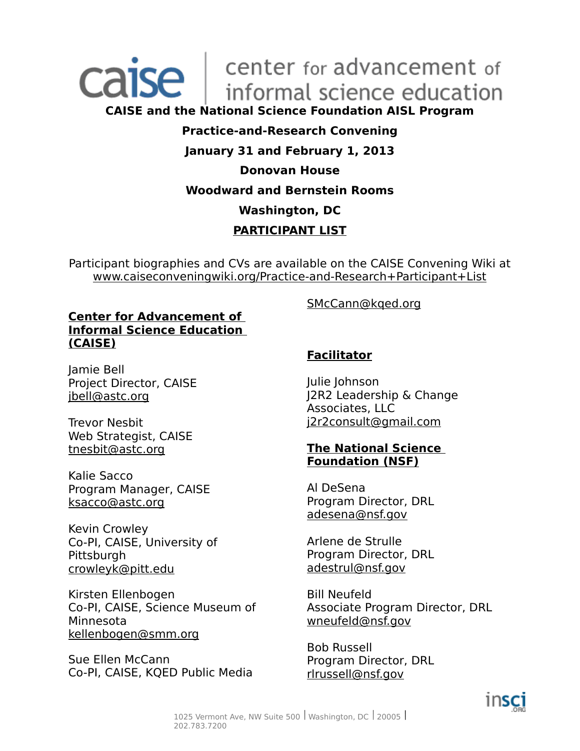caise | center for advancement of informal science education

**CAISE and the National Science Foundation AISL Program**

**Practice-and-Research Convening**

**January 31 and February 1, 2013**

**Donovan House**

**Woodward and Bernstein Rooms**

**Washington, DC**

**PARTICIPANT LIST**

Participant biographies and CVs are available on the CAISE Convening Wiki at www.caiseconveningwiki.org/Practice-and-Research+Participant+List

**Center for Advancement of Informal Science Education (CAISE)**

Jamie Bell
Project Director, CAISE
jbell@astc.org

Trevor Nesbit
Web Strategist, CAISE
tnesbit@astc.org

Kalie Sacco
Program Manager, CAISE
ksacco@astc.org

Kevin Crowley
Co-PI, CAISE, University of Pittsburgh
crowleyk@pitt.edu

Kirsten Ellenbogen
Co-PI, CAISE, Science Museum of Minnesota
kellenbogen@smm.org

Sue Ellen McCann
Co-PI, CAISE, KQED Public Media
SMcCann@kqed.org

**Facilitator**

Julie Johnson
J2R2 Leadership & Change Associates, LLC
j2r2consult@gmail.com

**The National Science Foundation (NSF)**

Al DeSena
Program Director, DRL
adesena@nsf.gov

Arlene de Strulle
Program Director, DRL
adestrul@nsf.gov

Bill Neufeld
Associate Program Director, DRL
wneufeld@nsf.gov

Bob Russell
Program Director, DRL
rlrussell@nsf.gov

insci.org

1025 Vermont Ave, NW Suite 500 | Washington, DC | 20005 | 202.783.7200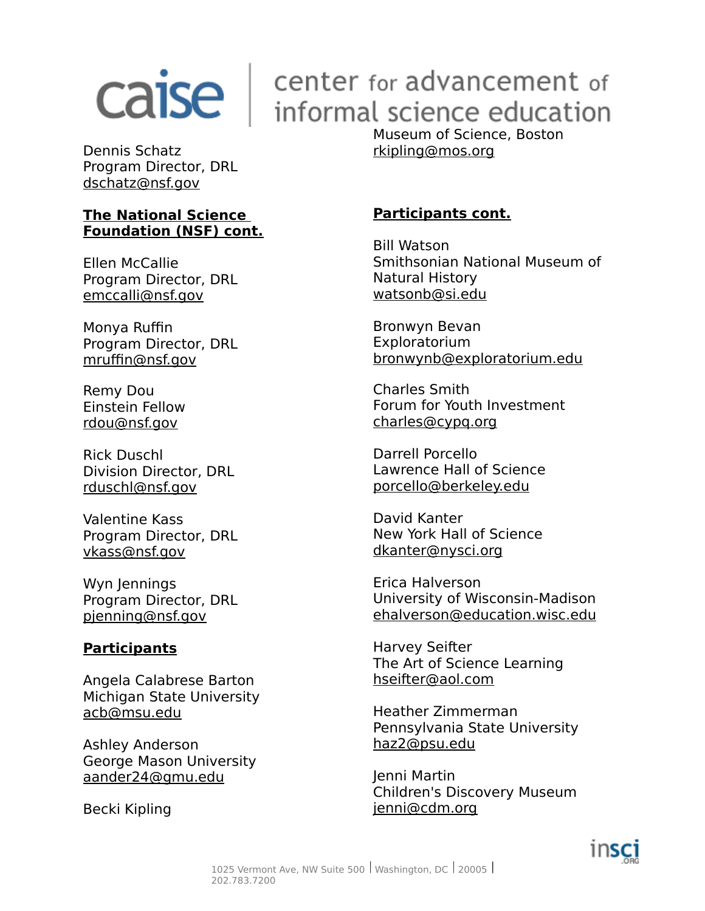Dennis Schatz
Program Director, DRL
dschatz@nsf.gov

**The National Science Foundation (NSF) cont.**

Ellen McCallie
Program Director, DRL
emccalli@nsf.gov

Monya Ruffin
Program Director, DRL
mruffin@nsf.gov

Remy Dou
Einstein Fellow
rdou@nsf.gov

Rick Duschl
Division Director, DRL
rduschl@nsf.gov

Valentine Kass
Program Director, DRL
vkass@nsf.gov

Wyn Jennings
Program Director, DRL
pjenning@nsf.gov

**Participants**

Angela Calabrese Barton
Michigan State University
acb@msu.edu

Ashley Anderson
George Mason University
aander24@gmu.edu

Becki Kipling
Museum of Science, Boston
rkipling@mos.org

**Participants cont.**

Bill Watson
Smithsonian National Museum of Natural History
watsonb@si.edu

Bronwyn Bevan
Exploratorium
bronwynb@exploratorium.edu

Charles Smith
Forum for Youth Investment
charles@cypq.org

Darrell Porcello
Lawrence Hall of Science
porcello@berkeley.edu

David Kanter
New York Hall of Science
dkanter@nysci.org

Erica Halverson
University of Wisconsin-Madison
ehalverson@education.wisc.edu

Harvey Seifter
The Art of Science Learning
hseifter@aol.com

Heather Zimmerman
Pennsylvania State University
haz2@psu.edu

Jenni Martin
Children's Discovery Museum
jenni@cdm.org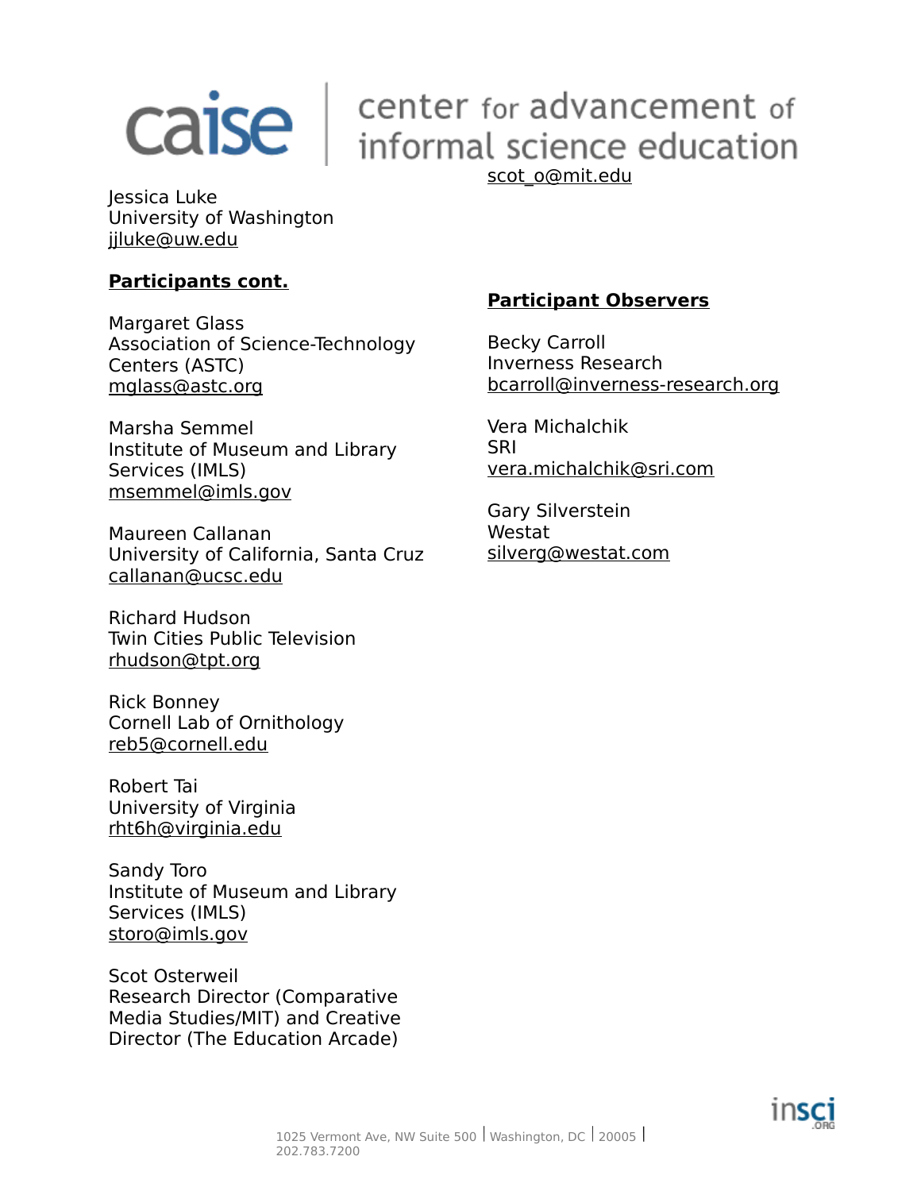Jessica Luke
University of Washington
jjluke@uw.edu

**Participants cont.**

Margaret Glass
Association of Science-Technology Centers (ASTC)
mglass@astc.org

Marsha Semmel
Institute of Museum and Library Services (IMLS)
msemmel@imls.gov

Maureen Callanan
University of California, Santa Cruz
callanan@ucsc.edu

Richard Hudson
Twin Cities Public Television
rhudson@tpt.org

Rick Bonney
Cornell Lab of Ornithology
reb5@cornell.edu

Robert Tai
University of Virginia
rht6h@virginia.edu

Sandy Toro
Institute of Museum and Library Services (IMLS)
storo@imls.gov

Scot Osterweil
Research Director (Comparative Media Studies/MIT) and Creative Director (The Education Arcade)
scot_o@mit.edu

**Participant Observers**

Becky Carroll
Inverness Research
bcarroll@inverness-research.org

Vera Michalchik
SRI
vera.michalchik@sri.com

Gary Silverstein
Westat
silverg@westat.com